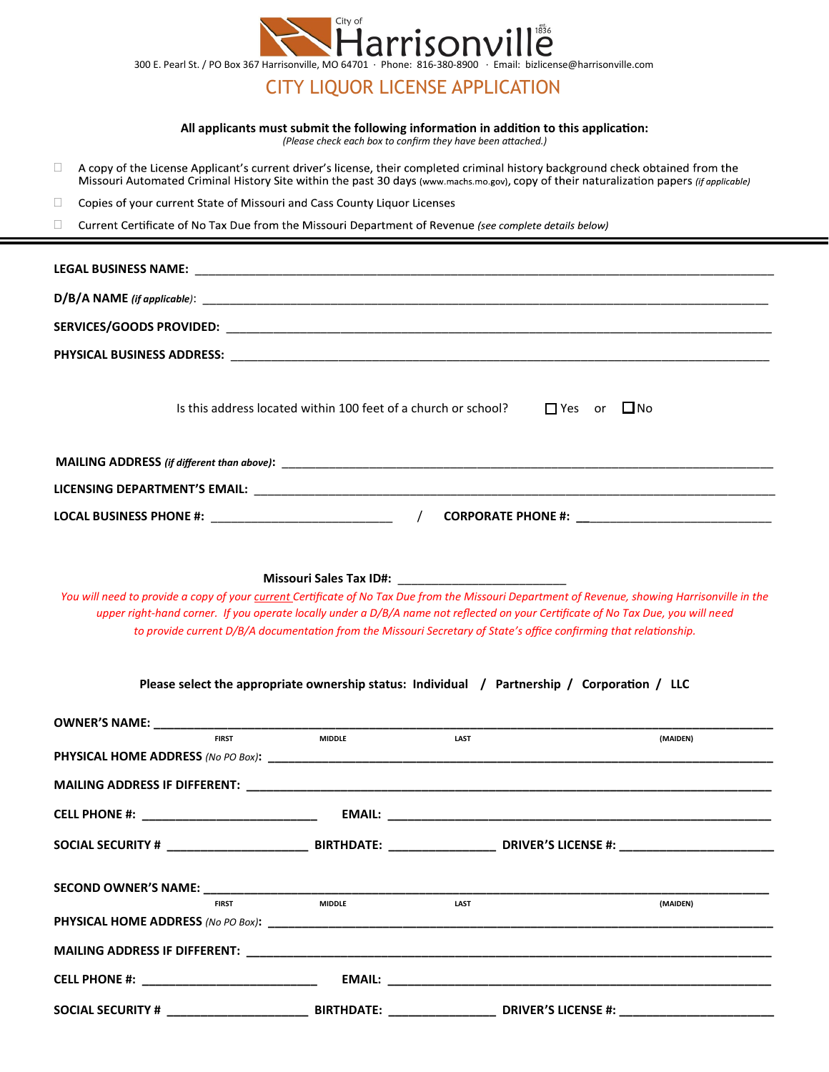City of Harrisonville est. 1836

300 E. Pearl St. / PO Box 367 Harrisonville, MO 64701 · Phone: 816-380-8900 · Email: bizlicense@harrisonville.com

# CITY LIQUOR LICENSE APPLICATION

**All applicants must submit the following information in addition to this application:**

*(Please check each box to confirm they have been attached.)*

☐ A copy of the License Applicant's current driver's license, their completed criminal history background check obtained from the Missouri Automated Criminal History Site within the past 30 days (www.machs.mo.gov), copy of their naturalization papers *(if applicable)*

☐ Copies of your current State of Missouri and Cass County Liquor Licenses

☐ Current Certificate of No Tax Due from the Missouri Department of Revenue *(see complete details below)*

---

**LEGAL BUSINESS NAME:** ______________________________________________

**D/B/A NAME** ***(if applicable)***: ______________________________________________

**SERVICES/GOODS PROVIDED:** ______________________________________________

**PHYSICAL BUSINESS ADDRESS:** ______________________________________________

Is this address located within 100 feet of a church or school? ☐ Yes or ☐ No

**MAILING ADDRESS** ***(if different than above)***: ______________________________________________

**LICENSING DEPARTMENT'S EMAIL:** ______________________________________________

**LOCAL BUSINESS PHONE #:** ____________________ / **CORPORATE PHONE #:** ____________________

**Missouri Sales Tax ID#:** ____________________

*You will need to provide a copy of your current Certificate of No Tax Due from the Missouri Department of Revenue, showing Harrisonville in the upper right-hand corner. If you operate locally under a D/B/A name not reflected on your Certificate of No Tax Due, you will need to provide current D/B/A documentation from the Missouri Secretary of State's office confirming that relationship.*

**Please select the appropriate ownership status: Individual / Partnership / Corporation / LLC**

**OWNER'S NAME:** ______________________________________________

FIRST MIDDLE LAST (MAIDEN)

**PHYSICAL HOME ADDRESS** *(No PO Box)*: ______________________________________________

**MAILING ADDRESS IF DIFFERENT:** ______________________________________________

**CELL PHONE #:** ____________________ **EMAIL:** ____________________

**SOCIAL SECURITY #** ____________________ **BIRTHDATE:** ____________________ **DRIVER'S LICENSE #:** ____________________

**SECOND OWNER'S NAME:** ______________________________________________

FIRST MIDDLE LAST (MAIDEN)

**PHYSICAL HOME ADDRESS** *(No PO Box)*: ______________________________________________

**MAILING ADDRESS IF DIFFERENT:** ______________________________________________

**CELL PHONE #:** ____________________ **EMAIL:** ____________________

**SOCIAL SECURITY #** ____________________ **BIRTHDATE:** ____________________ **DRIVER'S LICENSE #:** ____________________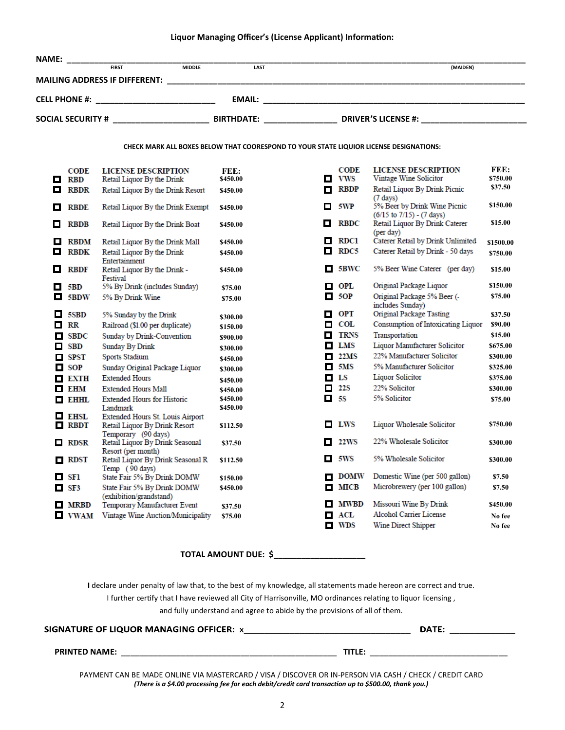**Liquor Managing Officer's (License Applicant) Information:**

**NAME:** ______________________________________________________________
FIRST MIDDLE LAST (MAIDEN)

**MAILING ADDRESS IF DIFFERENT:** ______________________________________________

**CELL PHONE #:** ________________________ **EMAIL:** ______________________________

**SOCIAL SECURITY #** ____________________ **BIRTHDATE:** ______________ **DRIVER'S LICENSE #:** ____________________

**CHECK MARK ALL BOXES BELOW THAT COORESPOND TO YOUR STATE LIQUIOR LICENSE DESIGNATIONS:**

| | CODE | LICENSE DESCRIPTION | FEE: |
|---|---|---|---|
| ☐ | RBD | Retail Liquor By the Drink | $450.00 |
| ☐ | RBDR | Retail Liquor By the Drink Resort | $450.00 |
| ☐ | RBDE | Retail Liquor By the Drink Exempt | $450.00 |
| ☐ | RBDB | Retail Liquor By the Drink Boat | $450.00 |
| ☐ | RBDM | Retail Liquor By the Drink Mall | $450.00 |
| ☐ | RBDK | Retail Liquor By the Drink Entertainment | $450.00 |
| ☐ | RBDF | Retail Liquor By the Drink - Festival | $450.00 |
| ☐ | 5BD | 5% By Drink (includes Sunday) | $75.00 |
| ☐ | 5BDW | 5% By Drink Wine | $75.00 |
| ☐ | 5SBD | 5% Sunday by the Drink | $300.00 |
| ☐ | RR | Railroad ($1.00 per duplicate) | $150.00 |
| ☐ | SBDC | Sunday by Drink-Convention | $900.00 |
| ☐ | SBD | Sunday By Drink | $300.00 |
| ☐ | SPST | Sports Stadium | $450.00 |
| ☐ | SOP | Sunday Original Package Liquor | $300.00 |
| ☐ | EXTH | Extended Hours | $450.00 |
| ☐ | EHM | Extended Hours Mall | $450.00 |
| ☐ | EHHL | Extended Hours for Historic Landmark | $450.00 |
| ☐ | EHSL | Extended Hours St. Louis Airport | $450.00 |
| ☐ | RBDT | Retail Liquor By Drink Resort Temporary (90 days) | $112.50 |
| ☐ | RDSR | Retail Liquor By Drink Seasonal Resort (per month) | $37.50 |
| ☐ | RDST | Retail Liquor By Drink Seasonal R Temp (90 days) | $112.50 |
| ☐ | SF1 | State Fair 5% By Drink DOMW | $150.00 |
| ☐ | SF3 | State Fair 5% By Drink DOMW (exhibition/grandstand) | $450.00 |
| ☐ | MRBD | Temporary Manufacturer Event | $37.50 |
| ☐ | VWAM | Vintage Wine Auction/Municipality | $75.00 |
| ☐ | VWS | Vintage Wine Solicitor | $750.00 |
| ☐ | RBDP | Retail Liquor By Drink Picnic (7 days) | $37.50 |
| ☐ | 5WP | 5% Beer by Drink Wine Picnic (6/15 to 7/15) - (7 days) | $150.00 |
| ☐ | RBDC | Retail Liquor By Drink Caterer (per day) | $15.00 |
| ☐ | RDC1 | Caterer Retail by Drink Unlimited | $1500.00 |
| ☐ | RDC5 | Caterer Retail by Drink - 50 days | $750.00 |
| ☐ | 5BWC | 5% Beer Wine Caterer (per day) | $15.00 |
| ☐ | OPL | Original Package Liquor | $150.00 |
| ☐ | 5OP | Original Package 5% Beer (- includes Sunday) | $75.00 |
| ☐ | OPT | Original Package Tasting | $37.50 |
| ☐ | COL | Consumption of Intoxicating Liquor | $90.00 |
| ☐ | TRNS | Transportation | $15.00 |
| ☐ | LMS | Liquor Manufacturer Solicitor | $675.00 |
| ☐ | 22MS | 22% Manufacturer Solicitor | $300.00 |
| ☐ | 5MS | 5% Manufacturer Solicitor | $325.00 |
| ☐ | LS | Liquor Solicitor | $375.00 |
| ☐ | 22S | 22% Solicitor | $300.00 |
| ☐ | 5S | 5% Solicitor | $75.00 |
| ☐ | LWS | Liquor Wholesale Solicitor | $750.00 |
| ☐ | 22WS | 22% Wholesale Solicitor | $300.00 |
| ☐ | 5WS | 5% Wholesale Solicitor | $300.00 |
| ☐ | DOMW | Domestic Wine (per 500 gallon) | $7.50 |
| ☐ | MICB | Microbrewery (per 100 gallon) | $7.50 |
| ☐ | MWBD | Missouri Wine By Drink | $450.00 |
| ☐ | ACL | Alcohol Carrier License | No fee |
| ☐ | WDS | Wine Direct Shipper | No fee |

**TOTAL AMOUNT DUE: $**__________________

I declare under penalty of law that, to the best of my knowledge, all statements made hereon are correct and true.
I further certify that I have reviewed all City of Harrisonville, MO ordinances relating to liquor licensing ,
and fully understand and agree to abide by the provisions of all of them.

**SIGNATURE OF LIQUOR MANAGING OFFICER:** x________________________________ **DATE:** ____________

**PRINTED NAME:** ________________________________________ **TITLE:** __________________________

PAYMENT CAN BE MADE ONLINE VIA MASTERCARD / VISA / DISCOVER OR IN-PERSON VIA CASH / CHECK / CREDIT CARD
***(There is a $4.00 processing fee for each debit/credit card transaction up to $500.00, thank you.)***